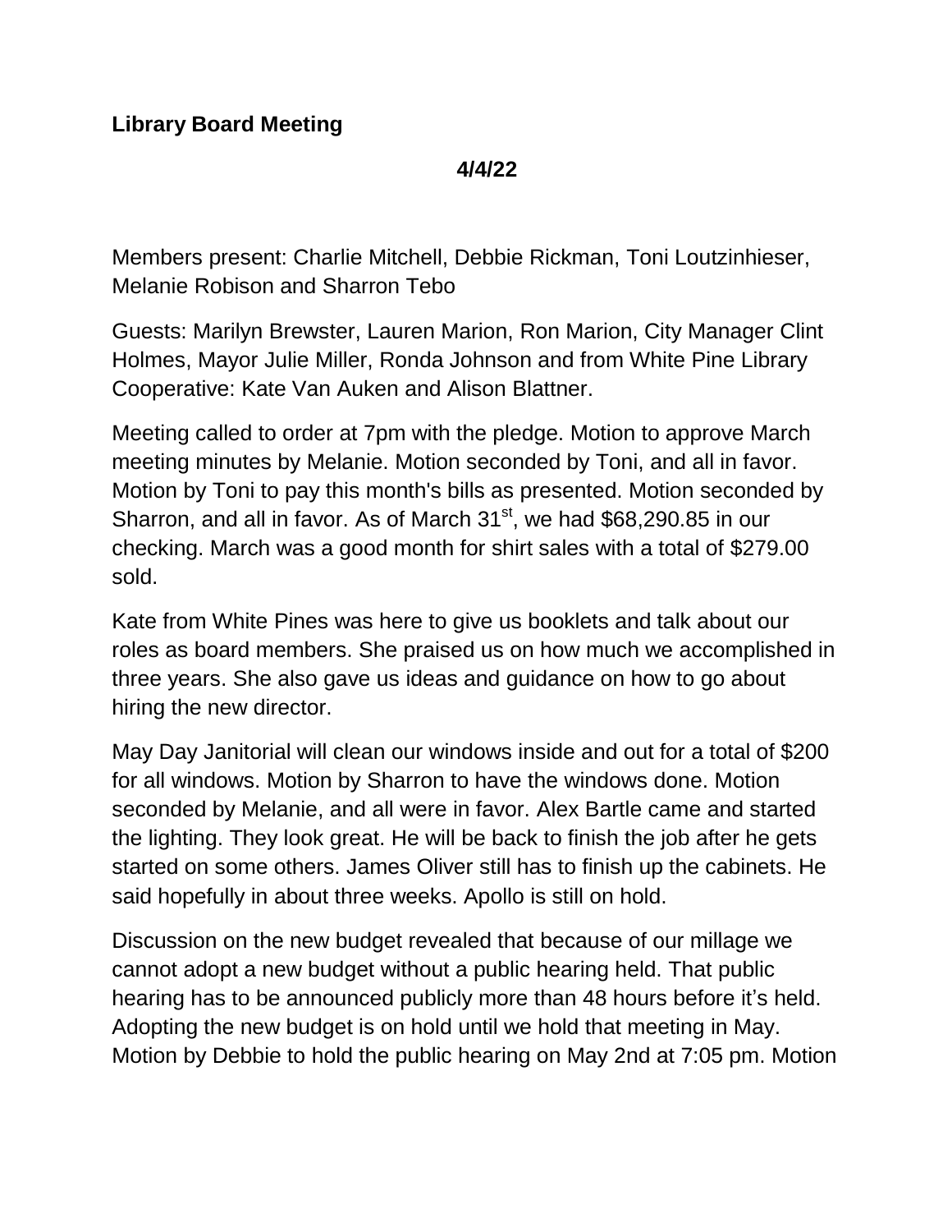**Library Board Meeting**

**4/4/22**

Members present: Charlie Mitchell, Debbie Rickman, Toni Loutzinhieser, Melanie Robison and Sharron Tebo

Guests: Marilyn Brewster, Lauren Marion, Ron Marion, City Manager Clint Holmes, Mayor Julie Miller, Ronda Johnson and from White Pine Library Cooperative: Kate Van Auken and Alison Blattner.

Meeting called to order at 7pm with the pledge. Motion to approve March meeting minutes by Melanie. Motion seconded by Toni, and all in favor. Motion by Toni to pay this month's bills as presented. Motion seconded by Sharron, and all in favor. As of March 31st, we had $68,290.85 in our checking. March was a good month for shirt sales with a total of $279.00 sold.

Kate from White Pines was here to give us booklets and talk about our roles as board members. She praised us on how much we accomplished in three years. She also gave us ideas and guidance on how to go about hiring the new director.

May Day Janitorial will clean our windows inside and out for a total of $200 for all windows. Motion by Sharron to have the windows done. Motion seconded by Melanie, and all were in favor. Alex Bartle came and started the lighting. They look great. He will be back to finish the job after he gets started on some others. James Oliver still has to finish up the cabinets. He said hopefully in about three weeks. Apollo is still on hold.

Discussion on the new budget revealed that because of our millage we cannot adopt a new budget without a public hearing held. That public hearing has to be announced publicly more than 48 hours before it's held. Adopting the new budget is on hold until we hold that meeting in May. Motion by Debbie to hold the public hearing on May 2nd at 7:05 pm. Motion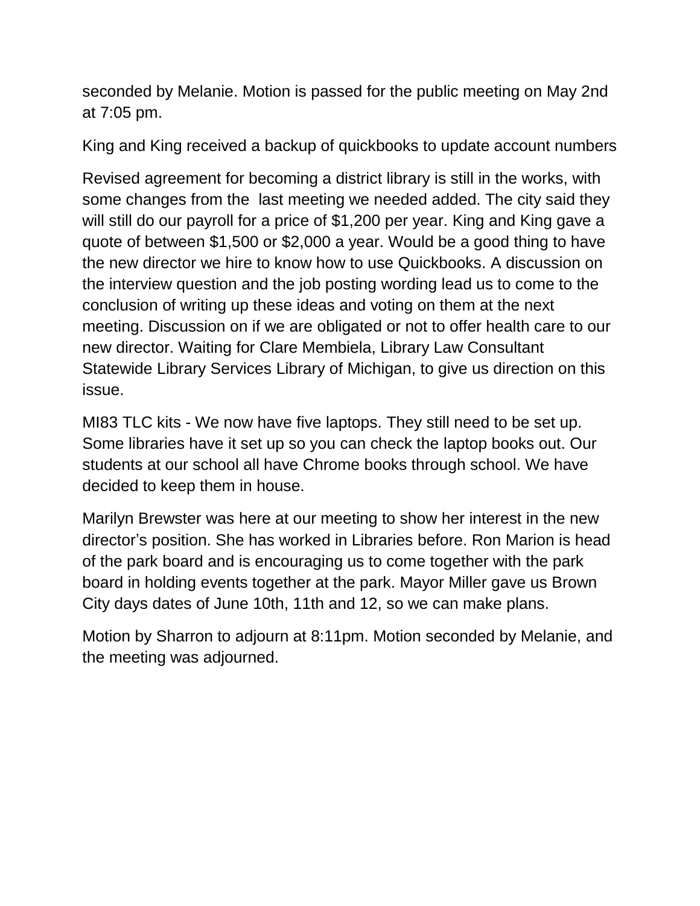seconded by Melanie. Motion is passed for the public meeting on May 2nd at 7:05 pm.

King and King received a backup of quickbooks to update account numbers

Revised agreement for becoming a district library is still in the works, with some changes from the last meeting we needed added. The city said they will still do our payroll for a price of $1,200 per year. King and King gave a quote of between $1,500 or $2,000 a year. Would be a good thing to have the new director we hire to know how to use Quickbooks. A discussion on the interview question and the job posting wording lead us to come to the conclusion of writing up these ideas and voting on them at the next meeting. Discussion on if we are obligated or not to offer health care to our new director. Waiting for Clare Membiela, Library Law Consultant Statewide Library Services Library of Michigan, to give us direction on this issue.

MI83 TLC kits - We now have five laptops. They still need to be set up. Some libraries have it set up so you can check the laptop books out. Our students at our school all have Chrome books through school. We have decided to keep them in house.

Marilyn Brewster was here at our meeting to show her interest in the new director's position. She has worked in Libraries before. Ron Marion is head of the park board and is encouraging us to come together with the park board in holding events together at the park. Mayor Miller gave us Brown City days dates of June 10th, 11th and 12, so we can make plans.

Motion by Sharron to adjourn at 8:11pm. Motion seconded by Melanie, and the meeting was adjourned.